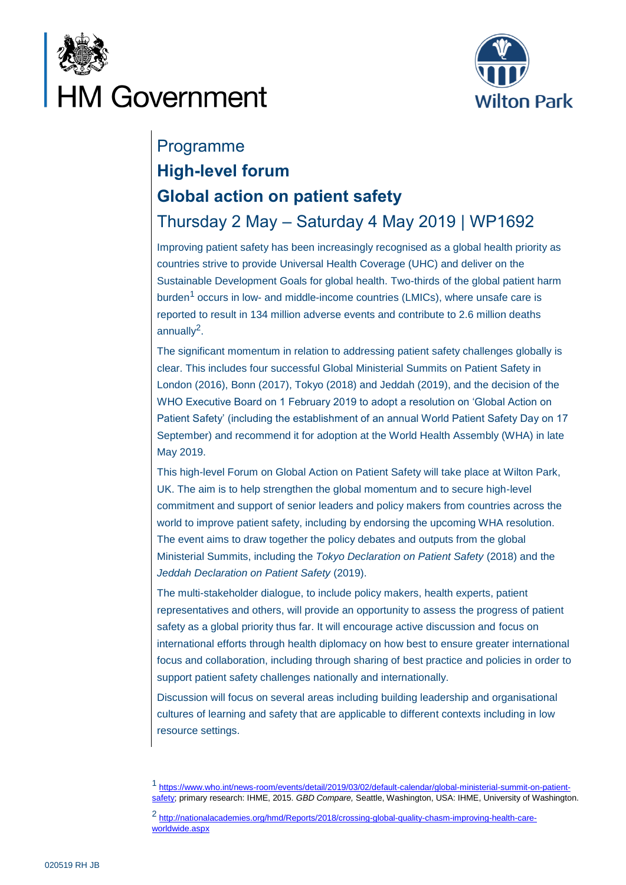HM Government

Wilton Park

Programme

# High-level forum

# Global action on patient safety

## Thursday 2 May – Saturday 4 May 2019 | WP1692

Improving patient safety has been increasingly recognised as a global health priority as countries strive to provide Universal Health Coverage (UHC) and deliver on the Sustainable Development Goals for global health. Two-thirds of the global patient harm burden[1] occurs in low- and middle-income countries (LMICs), where unsafe care is reported to result in 134 million adverse events and contribute to 2.6 million deaths annually[2].

The significant momentum in relation to addressing patient safety challenges globally is clear. This includes four successful Global Ministerial Summits on Patient Safety in London (2016), Bonn (2017), Tokyo (2018) and Jeddah (2019), and the decision of the WHO Executive Board on 1 February 2019 to adopt a resolution on 'Global Action on Patient Safety' (including the establishment of an annual World Patient Safety Day on 17 September) and recommend it for adoption at the World Health Assembly (WHA) in late May 2019.

This high-level Forum on Global Action on Patient Safety will take place at Wilton Park, UK. The aim is to help strengthen the global momentum and to secure high-level commitment and support of senior leaders and policy makers from countries across the world to improve patient safety, including by endorsing the upcoming WHA resolution. The event aims to draw together the policy debates and outputs from the global Ministerial Summits, including the *Tokyo Declaration on Patient Safety* (2018) and the *Jeddah Declaration on Patient Safety* (2019).

The multi-stakeholder dialogue, to include policy makers, health experts, patient representatives and others, will provide an opportunity to assess the progress of patient safety as a global priority thus far. It will encourage active discussion and focus on international efforts through health diplomacy on how best to ensure greater international focus and collaboration, including through sharing of best practice and policies in order to support patient safety challenges nationally and internationally.

Discussion will focus on several areas including building leadership and organisational cultures of learning and safety that are applicable to different contexts including in low resource settings.

[1] https://www.who.int/news-room/events/detail/2019/03/02/default-calendar/global-ministerial-summit-on-patient-safety; primary research: IHME, 2015. *GBD Compare,* Seattle, Washington, USA: IHME, University of Washington.

[2] http://nationalacademies.org/hmd/Reports/2018/crossing-global-quality-chasm-improving-health-care-worldwide.aspx

020519 RH JB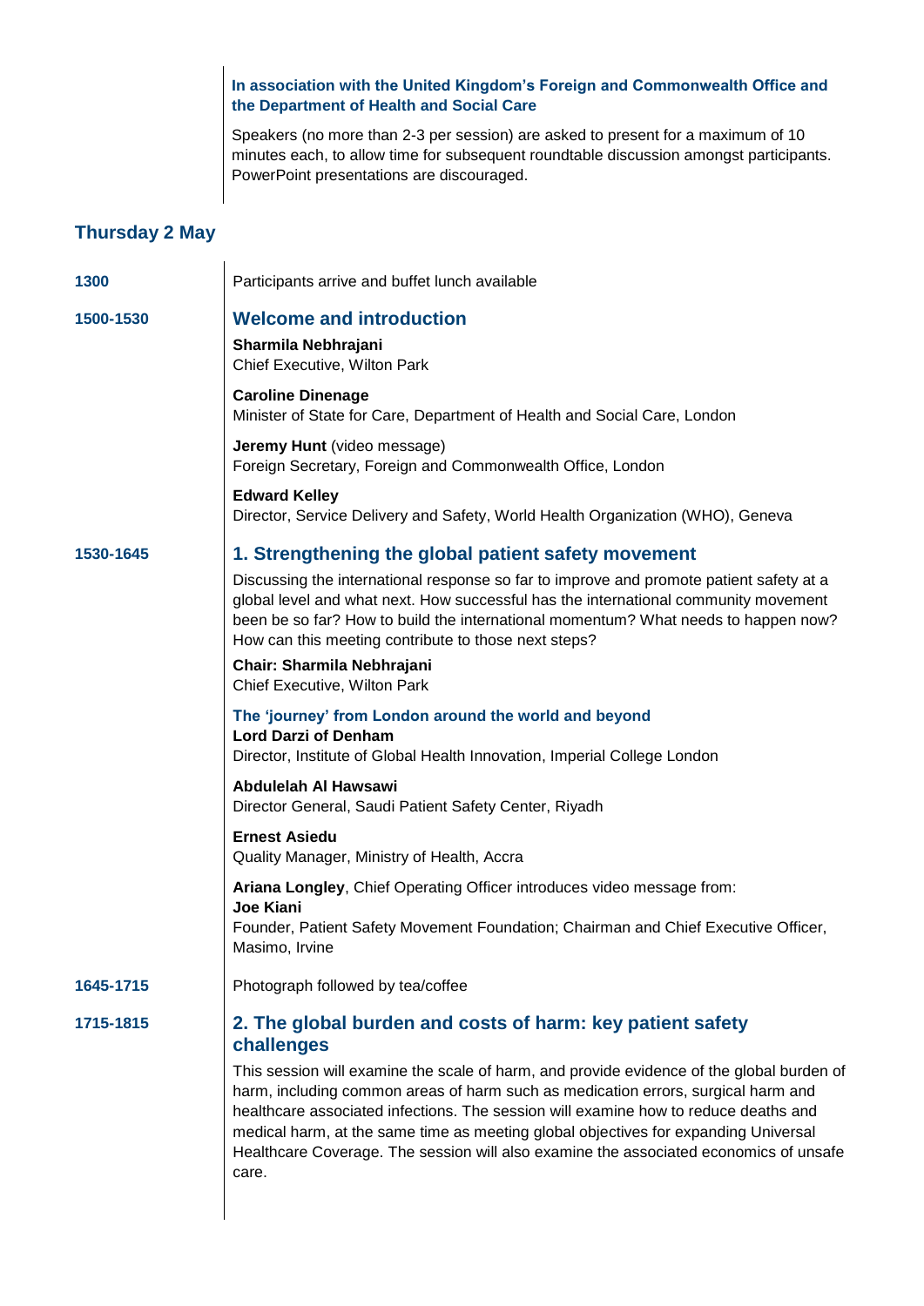**In association with the United Kingdom's Foreign and Commonwealth Office and the Department of Health and Social Care**

Speakers (no more than 2-3 per session) are asked to present for a maximum of 10 minutes each, to allow time for subsequent roundtable discussion amongst participants. PowerPoint presentations are discouraged.

## Thursday 2 May

**1300**

Participants arrive and buffet lunch available

**1500-1530**

### Welcome and introduction

**Sharmila Nebhrajani**
Chief Executive, Wilton Park

**Caroline Dinenage**
Minister of State for Care, Department of Health and Social Care, London

**Jeremy Hunt** (video message)
Foreign Secretary, Foreign and Commonwealth Office, London

**Edward Kelley**
Director, Service Delivery and Safety, World Health Organization (WHO), Geneva

**1530-1645**

### 1. Strengthening the global patient safety movement

Discussing the international response so far to improve and promote patient safety at a global level and what next. How successful has the international community movement been be so far? How to build the international momentum? What needs to happen now? How can this meeting contribute to those next steps?

**Chair: Sharmila Nebhrajani**
Chief Executive, Wilton Park

**The 'journey' from London around the world and beyond**
**Lord Darzi of Denham**
Director, Institute of Global Health Innovation, Imperial College London

**Abdulelah Al Hawsawi**
Director General, Saudi Patient Safety Center, Riyadh

**Ernest Asiedu**
Quality Manager, Ministry of Health, Accra

**Ariana Longley**, Chief Operating Officer introduces video message from:
**Joe Kiani**
Founder, Patient Safety Movement Foundation; Chairman and Chief Executive Officer, Masimo, Irvine

**1645-1715**

Photograph followed by tea/coffee

**1715-1815**

### 2. The global burden and costs of harm: key patient safety challenges

This session will examine the scale of harm, and provide evidence of the global burden of harm, including common areas of harm such as medication errors, surgical harm and healthcare associated infections. The session will examine how to reduce deaths and medical harm, at the same time as meeting global objectives for expanding Universal Healthcare Coverage. The session will also examine the associated economics of unsafe care.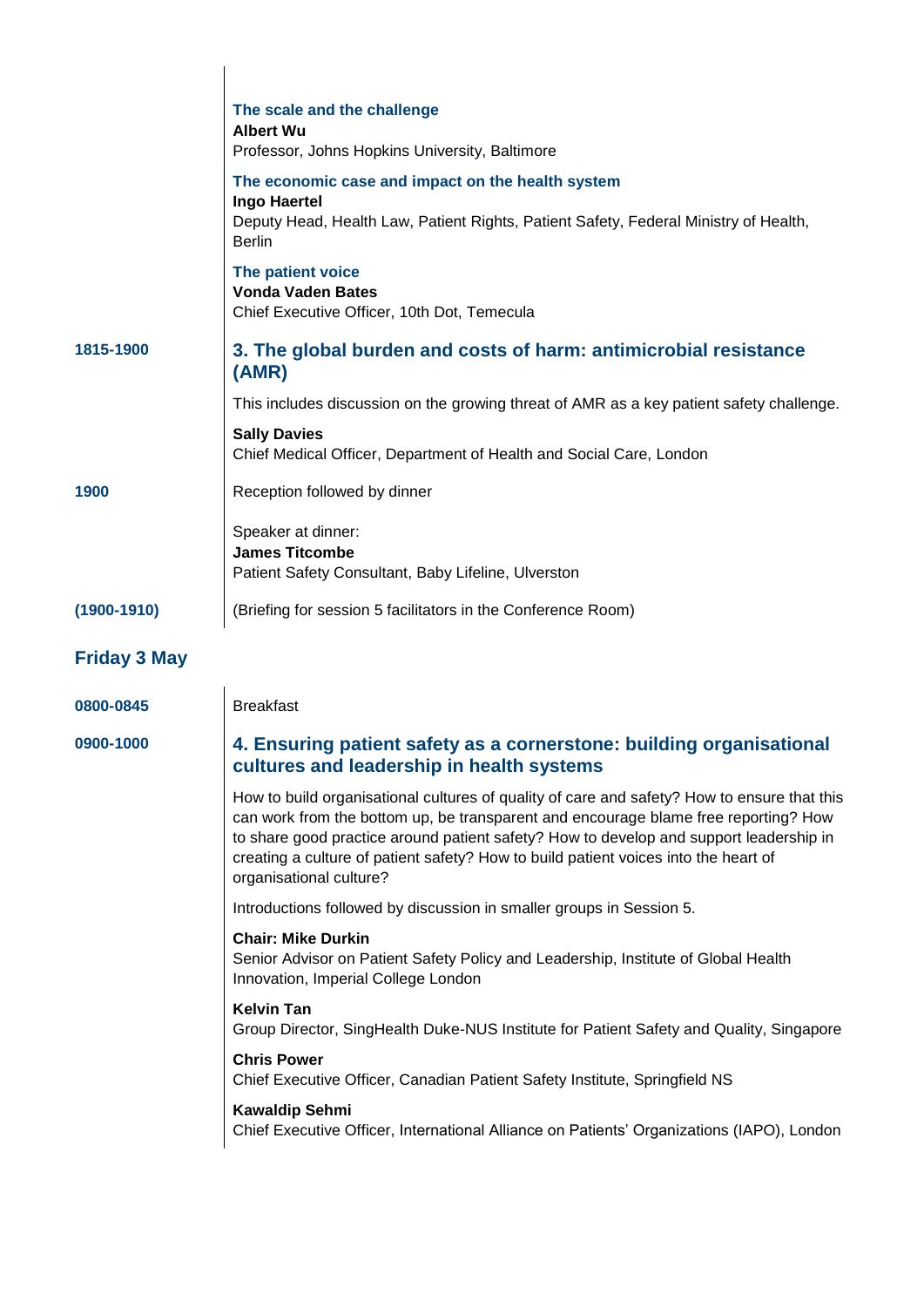**The scale and the challenge**
**Albert Wu**
Professor, Johns Hopkins University, Baltimore

**The economic case and impact on the health system**
**Ingo Haertel**
Deputy Head, Health Law, Patient Rights, Patient Safety, Federal Ministry of Health, Berlin

**The patient voice**
**Vonda Vaden Bates**
Chief Executive Officer, 10th Dot, Temecula

**1815-1900**

### 3. The global burden and costs of harm: antimicrobial resistance (AMR)

This includes discussion on the growing threat of AMR as a key patient safety challenge.

**Sally Davies**
Chief Medical Officer, Department of Health and Social Care, London

**1900**

Reception followed by dinner

Speaker at dinner:
**James Titcombe**
Patient Safety Consultant, Baby Lifeline, Ulverston

**(1900-1910)**

(Briefing for session 5 facilitators in the Conference Room)

## Friday 3 May

**0800-0845**

Breakfast

**0900-1000**

### 4. Ensuring patient safety as a cornerstone: building organisational cultures and leadership in health systems

How to build organisational cultures of quality of care and safety? How to ensure that this can work from the bottom up, be transparent and encourage blame free reporting? How to share good practice around patient safety? How to develop and support leadership in creating a culture of patient safety? How to build patient voices into the heart of organisational culture?

Introductions followed by discussion in smaller groups in Session 5.

**Chair: Mike Durkin**
Senior Advisor on Patient Safety Policy and Leadership, Institute of Global Health Innovation, Imperial College London

**Kelvin Tan**
Group Director, SingHealth Duke-NUS Institute for Patient Safety and Quality, Singapore

**Chris Power**
Chief Executive Officer, Canadian Patient Safety Institute, Springfield NS

**Kawaldip Sehmi**
Chief Executive Officer, International Alliance on Patients' Organizations (IAPO), London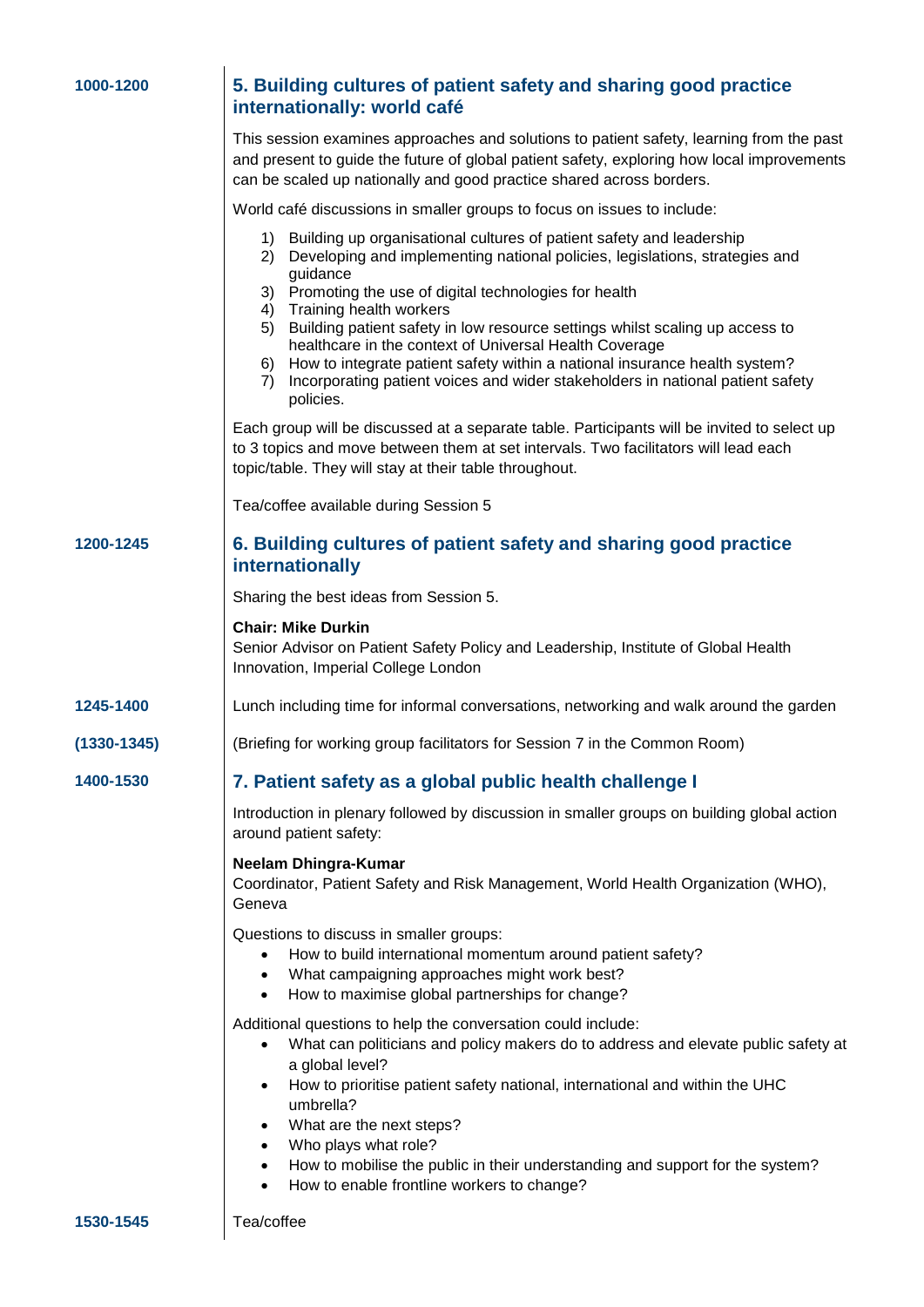**1000-1200**

## 5. Building cultures of patient safety and sharing good practice internationally: world café

This session examines approaches and solutions to patient safety, learning from the past and present to guide the future of global patient safety, exploring how local improvements can be scaled up nationally and good practice shared across borders.

World café discussions in smaller groups to focus on issues to include:

1) Building up organisational cultures of patient safety and leadership
2) Developing and implementing national policies, legislations, strategies and guidance
3) Promoting the use of digital technologies for health
4) Training health workers
5) Building patient safety in low resource settings whilst scaling up access to healthcare in the context of Universal Health Coverage
6) How to integrate patient safety within a national insurance health system?
7) Incorporating patient voices and wider stakeholders in national patient safety policies.

Each group will be discussed at a separate table. Participants will be invited to select up to 3 topics and move between them at set intervals. Two facilitators will lead each topic/table. They will stay at their table throughout.

Tea/coffee available during Session 5

**1200-1245**

## 6. Building cultures of patient safety and sharing good practice internationally

Sharing the best ideas from Session 5.

**Chair: Mike Durkin**
Senior Advisor on Patient Safety Policy and Leadership, Institute of Global Health Innovation, Imperial College London

**1245-1400**

Lunch including time for informal conversations, networking and walk around the garden

**(1330-1345)**

(Briefing for working group facilitators for Session 7 in the Common Room)

**1400-1530**

## 7. Patient safety as a global public health challenge I

Introduction in plenary followed by discussion in smaller groups on building global action around patient safety:

**Neelam Dhingra-Kumar**
Coordinator, Patient Safety and Risk Management, World Health Organization (WHO), Geneva

Questions to discuss in smaller groups:

- How to build international momentum around patient safety?
- What campaigning approaches might work best?
- How to maximise global partnerships for change?

Additional questions to help the conversation could include:

- What can politicians and policy makers do to address and elevate public safety at a global level?
- How to prioritise patient safety national, international and within the UHC umbrella?
- What are the next steps?
- Who plays what role?
- How to mobilise the public in their understanding and support for the system?
- How to enable frontline workers to change?

**1530-1545**

Tea/coffee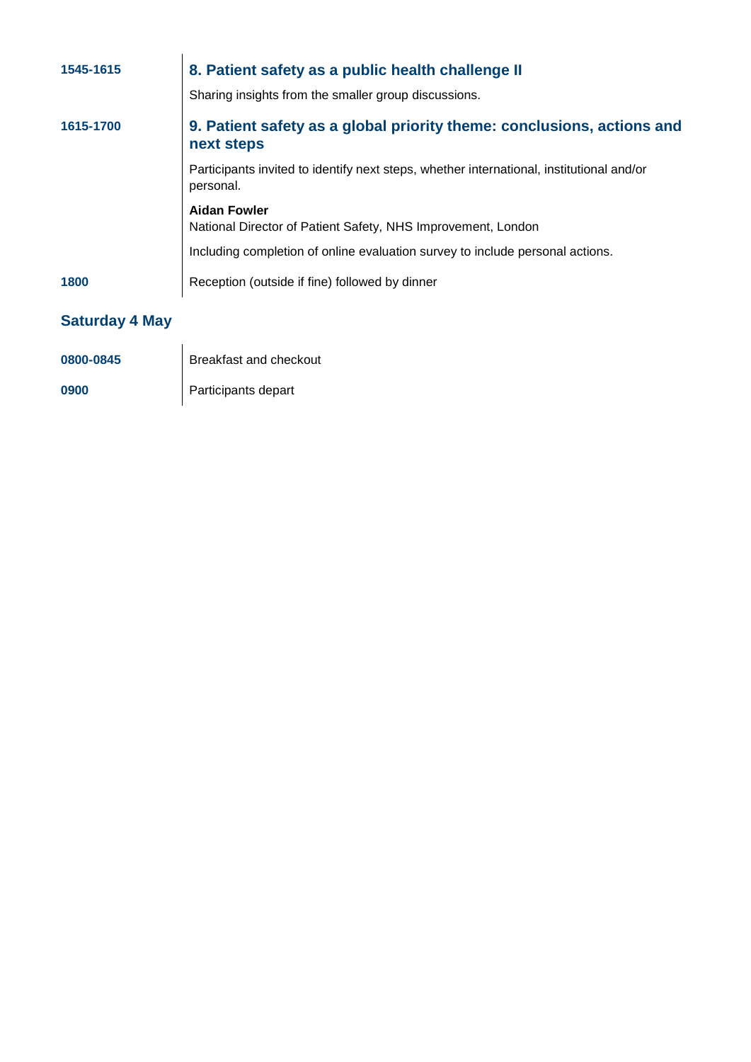**1545-1615**

### 8. Patient safety as a public health challenge II

Sharing insights from the smaller group discussions.

**1615-1700**

### 9. Patient safety as a global priority theme: conclusions, actions and next steps

Participants invited to identify next steps, whether international, institutional and/or personal.

**Aidan Fowler**
National Director of Patient Safety, NHS Improvement, London

Including completion of online evaluation survey to include personal actions.

**1800**

Reception (outside if fine) followed by dinner

## Saturday 4 May

**0800-0845**

Breakfast and checkout

**0900**

Participants depart